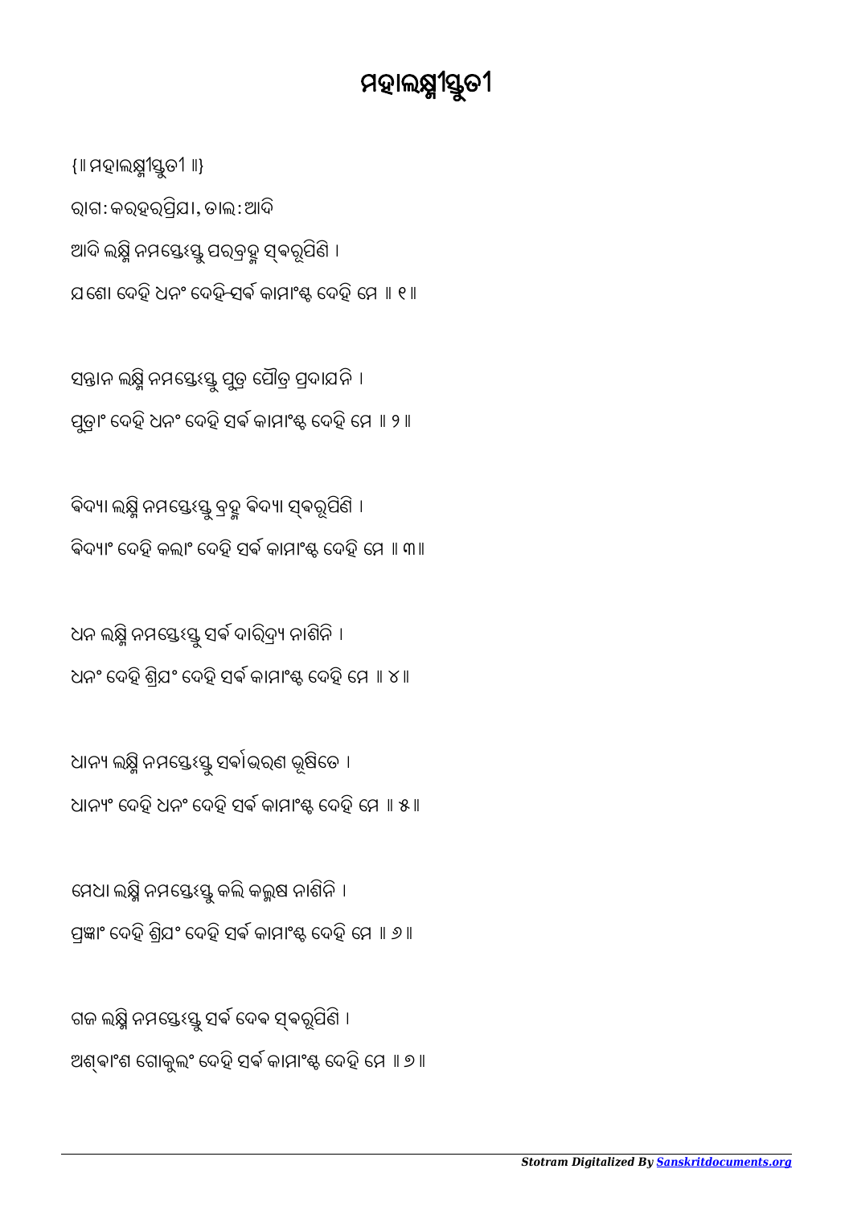# ମହାଲକ୍ଷ୍ମୀସ୍ତୁତୀ

{॥ ମହାଲକ୍ଷ୍ମୀସ୍ତୁତୀ ॥}

ରାଗ: କରହରପ୍ରିଯା, ତାଲ: ଆଦି

ଆଦି ଲକ୍ଷ୍ମି ନମସ୍ତେଽସ୍ତୁ ପରବ୍ରହ୍ମ ସ୍ଵରୂପିଣି ।
ଯଶୋ ଦେହି ଧନଂ ଦେହି-ସର୍ଵ କାମାଂଶ୍ଚ ଦେହି ମେ ॥ ୧॥

ସନ୍ତାନ ଲକ୍ଷ୍ମି ନମସ୍ତେଽସ୍ତୁ ପୁତ୍ର ପୌତ୍ର ପ୍ରଦାଯନି ।
ପୁତ୍ରାଂ ଦେହି ଧନଂ ଦେହି ସର୍ଵ କାମାଂଶ୍ଚ ଦେହି ମେ ॥ ୨॥

ବିଦ୍ୟା ଲକ୍ଷ୍ମି ନମସ୍ତେଽସ୍ତୁ ବ୍ରହ୍ମ ବିଦ୍ୟା ସ୍ଵରୂପିଣି ।
ବିଦ୍ୟାଂ ଦେହି କଲାଂ ଦେହି ସର୍ଵ କାମାଂଶ୍ଚ ଦେହି ମେ ॥ ୩॥

ଧନ ଲକ୍ଷ୍ମି ନମସ୍ତେଽସ୍ତୁ ସର୍ଵ ଦାରିଦ୍ର୍ୟ ନାଶିନି ।
ଧନଂ ଦେହି ଶ୍ରିଯଂ ଦେହି ସର୍ଵ କାମାଂଶ୍ଚ ଦେହି ମେ ॥ ୪॥

ଧାନ୍ୟ ଲକ୍ଷ୍ମି ନମସ୍ତେଽସ୍ତୁ ସର୍ଵାଭରଣ ଭୂଷିତେ ।
ଧାନ୍ୟଂ ଦେହି ଧନଂ ଦେହି ସର୍ଵ କାମାଂଶ୍ଚ ଦେହି ମେ ॥ ୫॥

ମେଧା ଲକ୍ଷ୍ମି ନମସ୍ତେଽସ୍ତୁ କଲି କଲ୍ମଷ ନାଶିନି ।
ପ୍ରଜ୍ଞାଂ ଦେହି ଶ୍ରିଯଂ ଦେହି ସର୍ଵ କାମାଂଶ୍ଚ ଦେହି ମେ ॥ ୬॥

ଗଜ ଲକ୍ଷ୍ମି ନମସ୍ତେଽସ୍ତୁ ସର୍ଵ ଦେଵ ସ୍ଵରୂପିଣି ।
ଅଶ୍ଵାଂଶ ଗୋକୁଲଂ ଦେହି ସର୍ଵ କାମାଂଶ୍ଚ ଦେହି ମେ ॥ ୭॥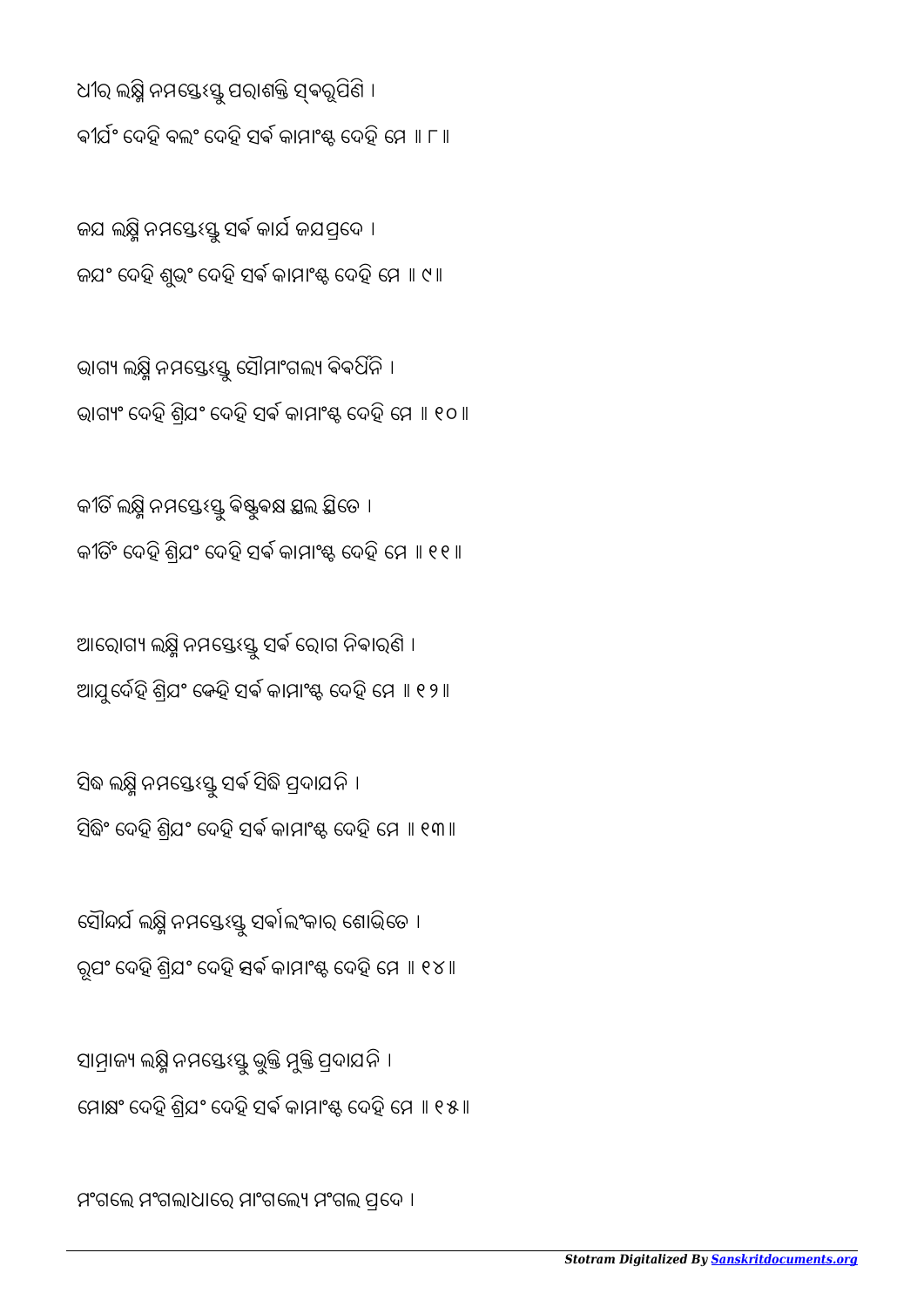ଧୀର୍ ଲକ୍ଷ୍ମି ନମସ୍ତେଽସ୍ତୁ ପରାଶକ୍ତି ସ୍ଵରୂପିଣି ।
ଵୀର୍ଯଂ ଦେହି ବଲଂ ଦେହି ସର୍ଵ କାମାଂଶ୍ଚ ଦେହି ମେ ॥ ୮ ॥

ଜଯ ଲକ୍ଷ୍ମି ନମସ୍ତେଽସ୍ତୁ ସର୍ଵ କାର୍ଯ ଜଯପ୍ରଦେ ।
ଜଯଂ ଦେହି ଶୁଭଂ ଦେହି ସର୍ଵ କାମାଂଶ୍ଚ ଦେହି ମେ ॥ ୯ ॥

ଭାଗ୍ୟ ଲକ୍ଷ୍ମି ନମସ୍ତେଽସ୍ତୁ ସୌମାଂଗଲ୍ୟ ବିଵର୍ଧିନି ।
ଭାଗ୍ୟଂ ଦେହି ଶ୍ରିଯଂ ଦେହି ସର୍ଵ କାମାଂଶ୍ଚ ଦେହି ମେ ॥ ୧୦ ॥

କୀର୍ତି ଲକ୍ଷ୍ମି ନମସ୍ତେଽସ୍ତୁ ଵିଷ୍ଣୁଵକ୍ଷ ସ୍ଥଲ ସ୍ଥିତେ ।
କୀର୍ତିଂ ଦେହି ଶ୍ରିଯଂ ଦେହି ସର୍ଵ କାମାଂଶ୍ଚ ଦେହି ମେ ॥ ୧୧ ॥

ଆରୋଗ୍ୟ ଲକ୍ଷ୍ମି ନମସ୍ତେଽସ୍ତୁ ସର୍ଵ ରୋଗ ନିଵାରଣି ।
ଆଯୁର୍ଦେହି ଶ୍ରିଯଂ ଦେହି ସର୍ଵ କାମାଂଶ୍ଚ ଦେହି ମେ ॥ ୧୨ ॥

ସିଦ୍ଧ ଲକ୍ଷ୍ମି ନମସ୍ତେଽସ୍ତୁ ସର୍ଵ ସିଦ୍ଧି ପ୍ରଦାଯନି ।
ସିଦ୍ଧିଂ ଦେହି ଶ୍ରିଯଂ ଦେହି ସର୍ଵ କାମାଂଶ୍ଚ ଦେହି ମେ ॥ ୧୩ ॥

ସୌନ୍ଦର୍ଯ ଲକ୍ଷ୍ମି ନମସ୍ତେଽସ୍ତୁ ସର୍ଵାଲଂକାର ଶୋଭିତେ ।
ରୂପଂ ଦେହି ଶ୍ରିଯଂ ଦେହି ସର୍ଵ କାମାଂଶ୍ଚ ଦେହି ମେ ॥ ୧୪ ॥

ସାମ୍ରାଜ୍ୟ ଲକ୍ଷ୍ମି ନମସ୍ତେଽସ୍ତୁ ଭୁକ୍ତି ମୁକ୍ତି ପ୍ରଦାଯନି ।
ମୋକ୍ଷଂ ଦେହି ଶ୍ରିଯଂ ଦେହି ସର୍ଵ କାମାଂଶ୍ଚ ଦେହି ମେ ॥ ୧୫ ॥

ମଂଗଲେ ମଂଗଲାଧାରେ ମାଂଗଲ୍ୟେ ମଂଗଲ ପ୍ରଦେ ।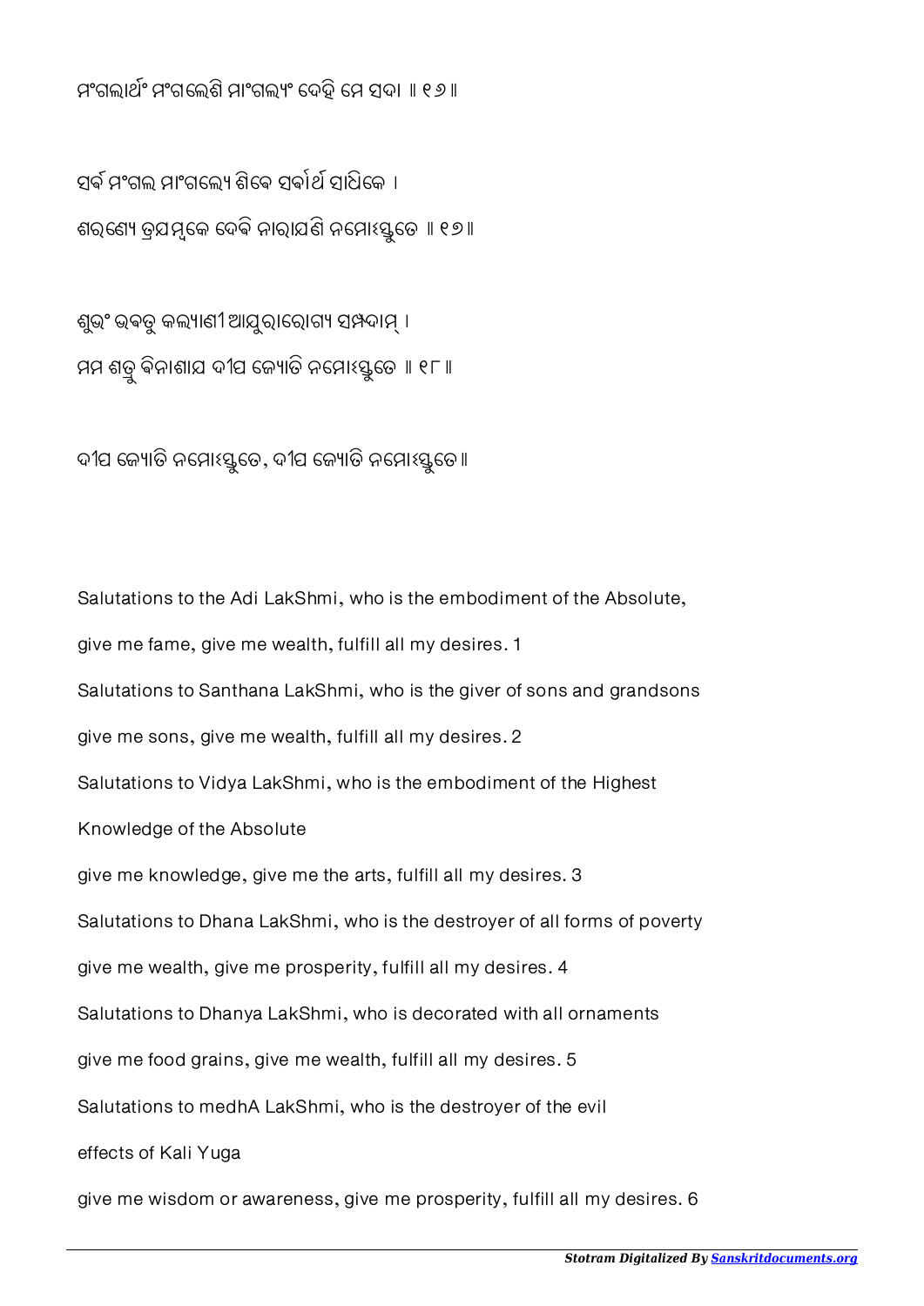ମଂଗଲାର୍ଥଂ ମଂଗଲେଶି ମାଂଗଲ୍ୟଂ ଦେହି ମେ ସଦା ॥ ୧୬॥

ସର୍ଵ ମଂଗଲ ମାଂଗଲ୍ୟେ ଶିଵେ ସର୍ଵାର୍ଥ ସାଧିକେ ।
ଶରଣ୍ୟେ ତ୍ରଯମ୍ବକେ ଦେଵି ନାରାଯଣି ନମୋଽସ୍ତୁତେ ॥ ୧୭॥

ଶୁଭଂ ଭଵତୁ କଲ୍ୟାଣୀ ଆଯୁରାରୋଗ୍ୟ ସମ୍ପଦାମ୍ ।
ମମ ଶତ୍ରୁ ଵିନାଶାଯ ଦୀପ ଜ୍ୟୋତି ନମୋଽସ୍ତୁତେ ॥ ୧୮॥

ଦୀପ ଜ୍ୟୋତି ନମୋଽସ୍ତୁତେ, ଦୀପ ଜ୍ୟୋତି ନମୋଽସ୍ତୁତେ॥

Salutations to the Adi LakShmi, who is the embodiment of the Absolute,
give me fame, give me wealth, fulfill all my desires. 1
Salutations to Santhana LakShmi, who is the giver of sons and grandsons
give me sons, give me wealth, fulfill all my desires. 2
Salutations to Vidya LakShmi, who is the embodiment of the Highest
Knowledge of the Absolute
give me knowledge, give me the arts, fulfill all my desires. 3
Salutations to Dhana LakShmi, who is the destroyer of all forms of poverty
give me wealth, give me prosperity, fulfill all my desires. 4
Salutations to Dhanya LakShmi, who is decorated with all ornaments
give me food grains, give me wealth, fulfill all my desires. 5
Salutations to medhA LakShmi, who is the destroyer of the evil
effects of Kali Yuga
give me wisdom or awareness, give me prosperity, fulfill all my desires. 6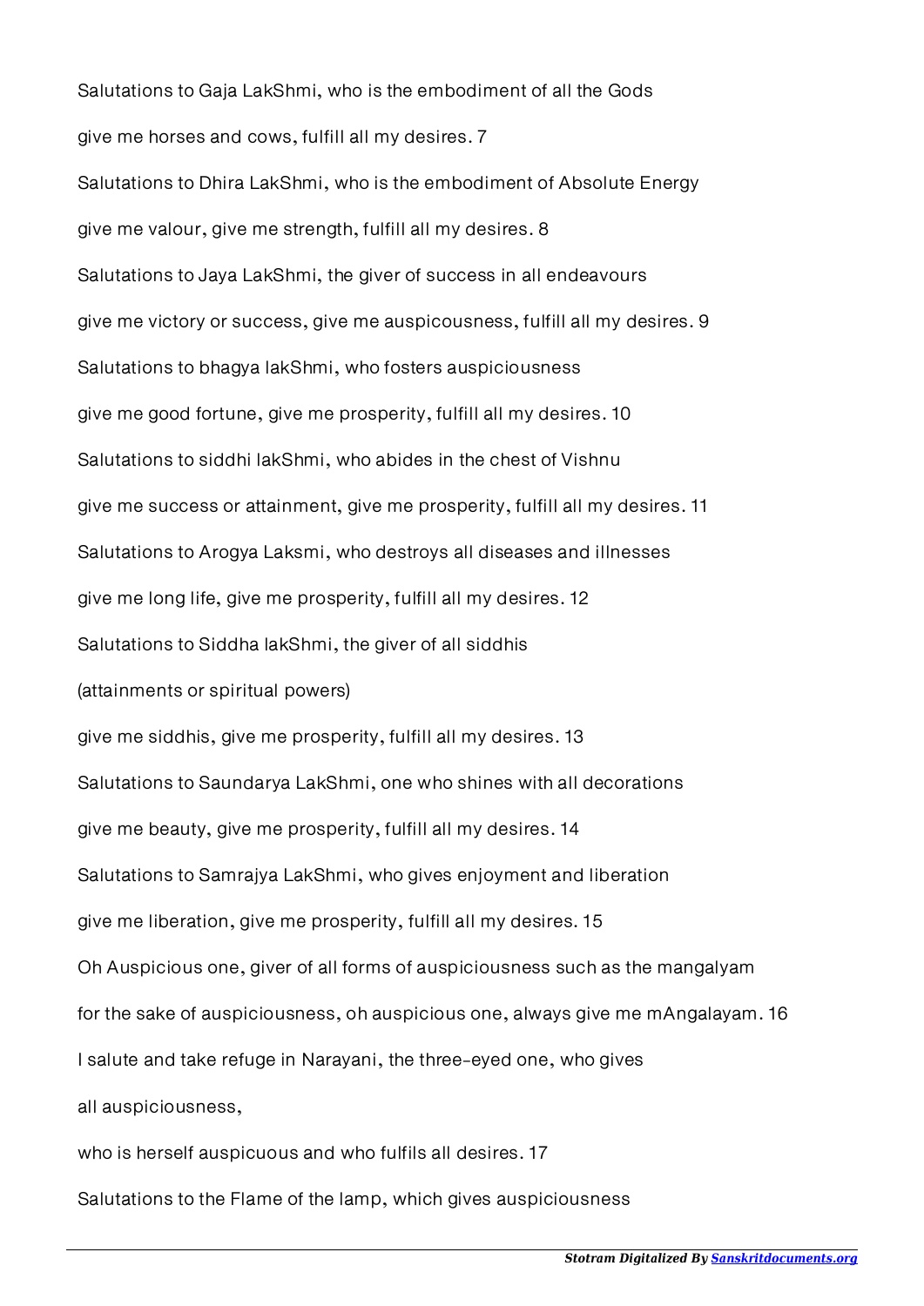Salutations to Gaja LakShmi, who is the embodiment of all the Gods

give me horses and cows, fulfill all my desires. 7

Salutations to Dhira LakShmi, who is the embodiment of Absolute Energy

give me valour, give me strength, fulfill all my desires. 8

Salutations to Jaya LakShmi, the giver of success in all endeavours

give me victory or success, give me auspicousness, fulfill all my desires. 9

Salutations to bhagya lakShmi, who fosters auspiciousness

give me good fortune, give me prosperity, fulfill all my desires. 10

Salutations to siddhi lakShmi, who abides in the chest of Vishnu

give me success or attainment, give me prosperity, fulfill all my desires. 11

Salutations to Arogya Laksmi, who destroys all diseases and illnesses

give me long life, give me prosperity, fulfill all my desires. 12

Salutations to Siddha lakShmi, the giver of all siddhis

(attainments or spiritual powers)

give me siddhis, give me prosperity, fulfill all my desires. 13

Salutations to Saundarya LakShmi, one who shines with all decorations

give me beauty, give me prosperity, fulfill all my desires. 14

Salutations to Samrajya LakShmi, who gives enjoyment and liberation

give me liberation, give me prosperity, fulfill all my desires. 15

Oh Auspicious one, giver of all forms of auspiciousness such as the mangalyam

for the sake of auspiciousness, oh auspicious one, always give me mAngalayam. 16

I salute and take refuge in Narayani, the three-eyed one, who gives

all auspiciousness,

who is herself auspicuous and who fulfils all desires. 17

Salutations to the Flame of the lamp, which gives auspiciousness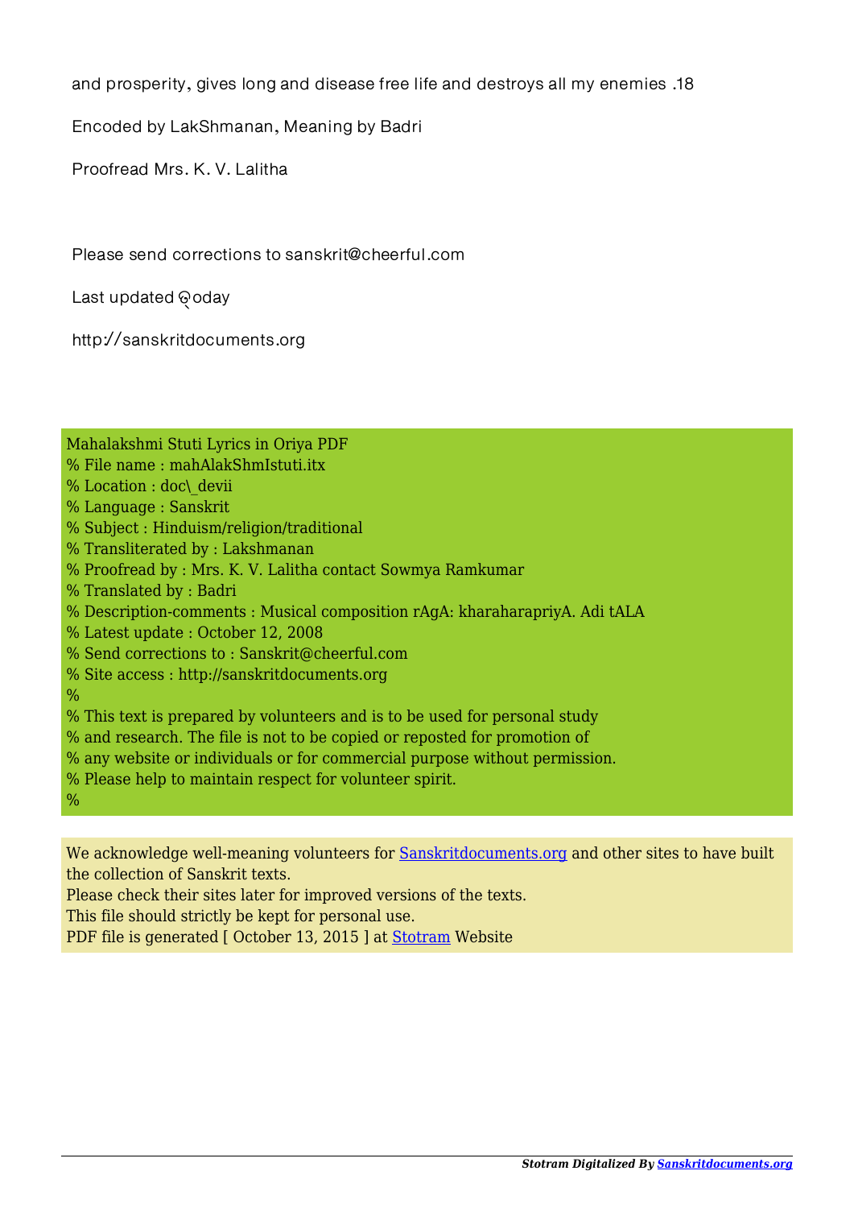and prosperity, gives long and disease free life and destroys all my enemies .18

Encoded by LakShmanan, Meaning by Badri

Proofread Mrs. K. V. Lalitha

Please send corrections to sanskrit@cheerful.com

Last updated ୍oday

http://sanskritdocuments.org

Mahalakshmi Stuti Lyrics in Oriya PDF
% File name : mahAlakShmIstuti.itx
% Location : doc\_devii
% Language : Sanskrit
% Subject : Hinduism/religion/traditional
% Transliterated by : Lakshmanan
% Proofread by : Mrs. K. V. Lalitha contact Sowmya Ramkumar
% Translated by : Badri
% Description-comments : Musical composition rAgA: kharaharapriyA. Adi tALA
% Latest update : October 12, 2008
% Send corrections to : Sanskrit@cheerful.com
% Site access : http://sanskritdocuments.org
%
% This text is prepared by volunteers and is to be used for personal study
% and research. The file is not to be copied or reposted for promotion of
% any website or individuals or for commercial purpose without permission.
% Please help to maintain respect for volunteer spirit.
%

We acknowledge well-meaning volunteers for Sanskritdocuments.org and other sites to have built the collection of Sanskrit texts.
Please check their sites later for improved versions of the texts.
This file should strictly be kept for personal use.
PDF file is generated [ October 13, 2015 ] at Stotram Website